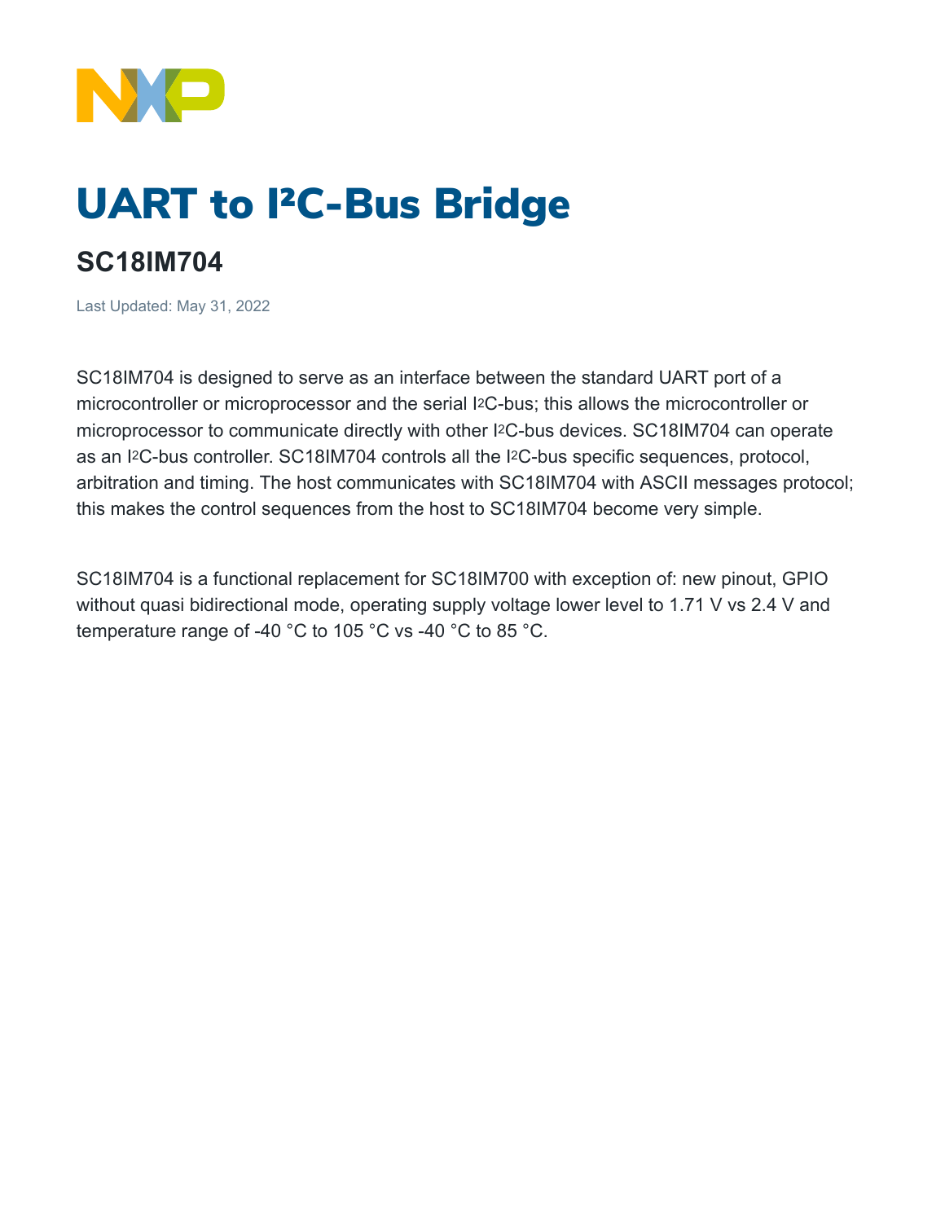# UART to I²C-Bus Bridge

## SC18IM704

Last Updated: May 31, 2022

SC18IM704 is designed to serve as an interface between the standard UART port of a microcontroller or microprocessor and the serial I2C-bus; this allows the microcontroller or microprocessor to communicate directly with other I2C-bus devices. SC18IM704 can operate as an I2C-bus controller. SC18IM704 controls all the I2C-bus specific sequences, protocol, arbitration and timing. The host communicates with SC18IM704 with ASCII messages protocol; this makes the control sequences from the host to SC18IM704 become very simple.

SC18IM704 is a functional replacement for SC18IM700 with exception of: new pinout, GPIO without quasi bidirectional mode, operating supply voltage lower level to 1.71 V vs 2.4 V and temperature range of -40 °C to 105 °C vs -40 °C to 85 °C.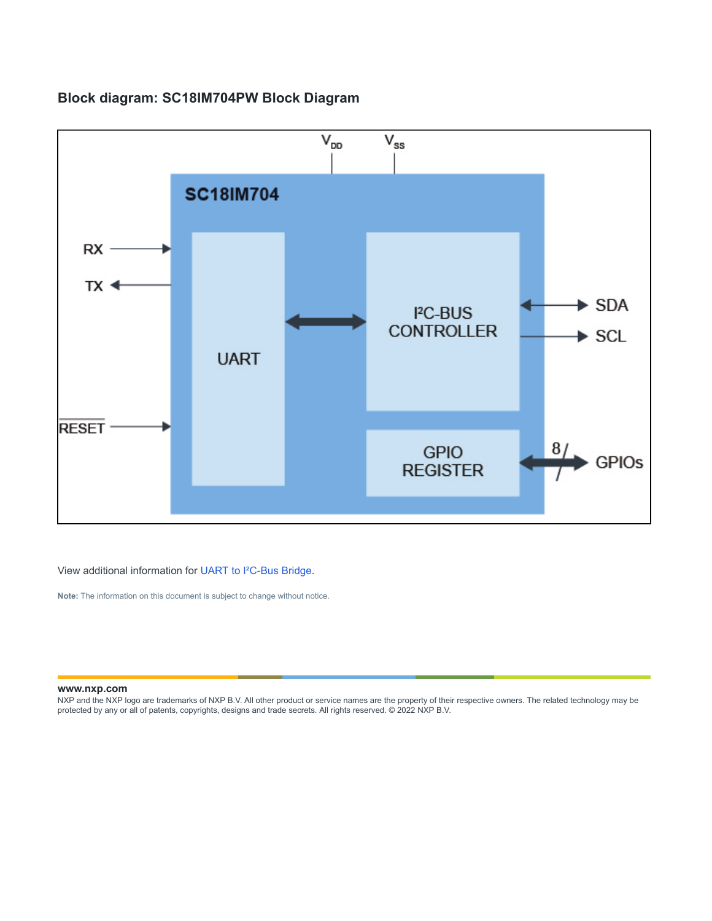## Block diagram: SC18IM704PW Block Diagram

$V_{DD}$

$V_{SS}$

SC18IM704

RX

TX

UART

I²C-BUS CONTROLLER

SDA

SCL

RESET

GPIO REGISTER

8

GPIOs

View additional information for UART to I²C-Bus Bridge.

**Note:** The information on this document is subject to change without notice.

**www.nxp.com**

NXP and the NXP logo are trademarks of NXP B.V. All other product or service names are the property of their respective owners. The related technology may be protected by any or all of patents, copyrights, designs and trade secrets. All rights reserved. © 2022 NXP B.V.